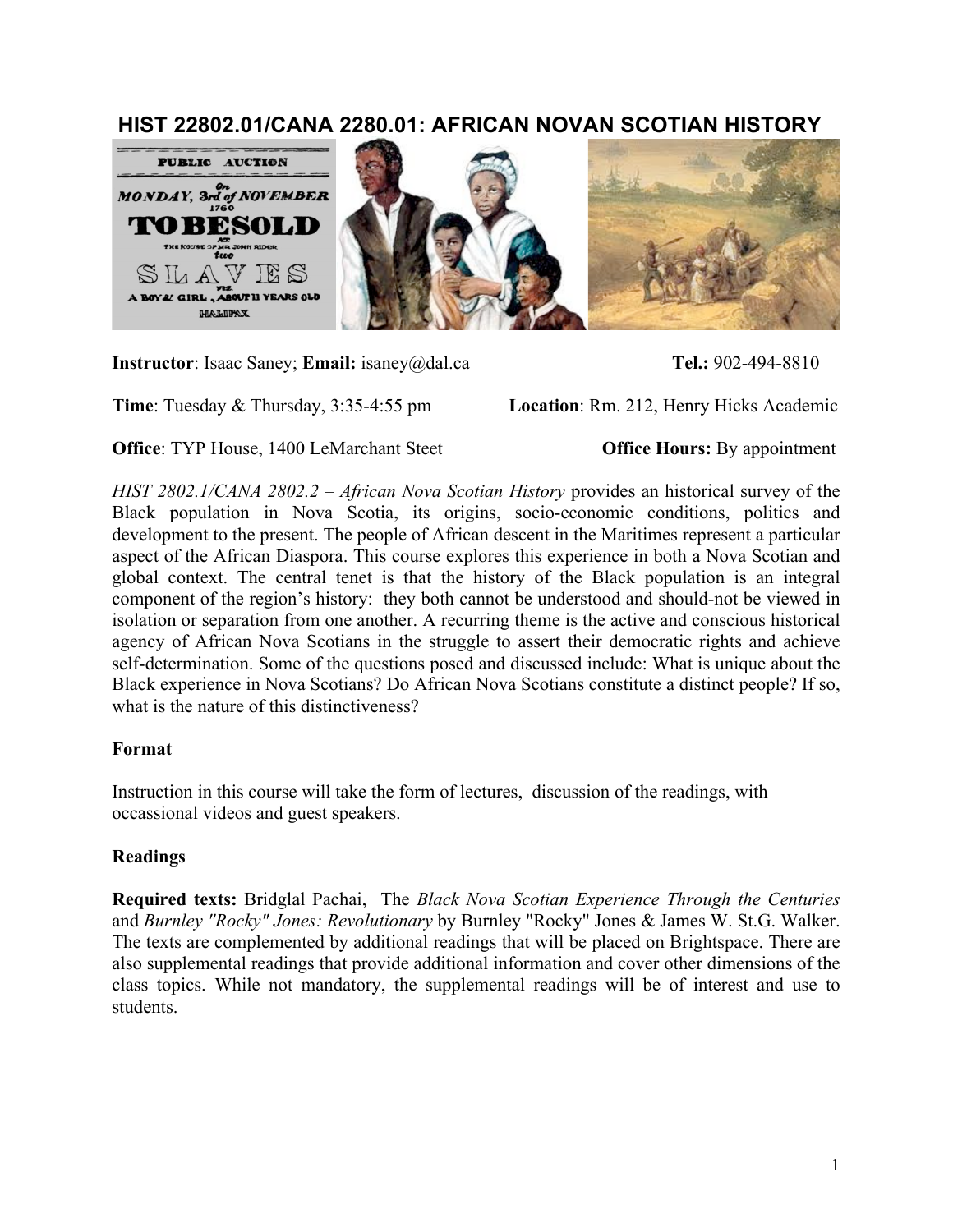# HIST 22802.01/CANA 2280.01: AFRICAN NOVAN SCOTIAN HISTORY

**Instructor**: Isaac Saney; **Email:** isaney@dal.ca **Tel.:** 902-494-8810

**Time**: Tuesday & Thursday, 3:35-4:55 pm **Location**: Rm. 212, Henry Hicks Academic

**Office**: TYP House, 1400 LeMarchant Steet **Office Hours:** By appointment

*HIST 2802.1/CANA 2802.2 – African Nova Scotian History* provides an historical survey of the Black population in Nova Scotia, its origins, socio-economic conditions, politics and development to the present. The people of African descent in the Maritimes represent a particular aspect of the African Diaspora. This course explores this experience in both a Nova Scotian and global context. The central tenet is that the history of the Black population is an integral component of the region's history: they both cannot be understood and should-not be viewed in isolation or separation from one another. A recurring theme is the active and conscious historical agency of African Nova Scotians in the struggle to assert their democratic rights and achieve self-determination. Some of the questions posed and discussed include: What is unique about the Black experience in Nova Scotians? Do African Nova Scotians constitute a distinct people? If so, what is the nature of this distinctiveness?

**Format**

Instruction in this course will take the form of lectures, discussion of the readings, with occassional videos and guest speakers.

**Readings**

**Required texts:** Bridglal Pachai, The *Black Nova Scotian Experience Through the Centuries* and *Burnley "Rocky" Jones: Revolutionary* by Burnley "Rocky" Jones & James W. St.G. Walker. The texts are complemented by additional readings that will be placed on Brightspace. There are also supplemental readings that provide additional information and cover other dimensions of the class topics. While not mandatory, the supplemental readings will be of interest and use to students.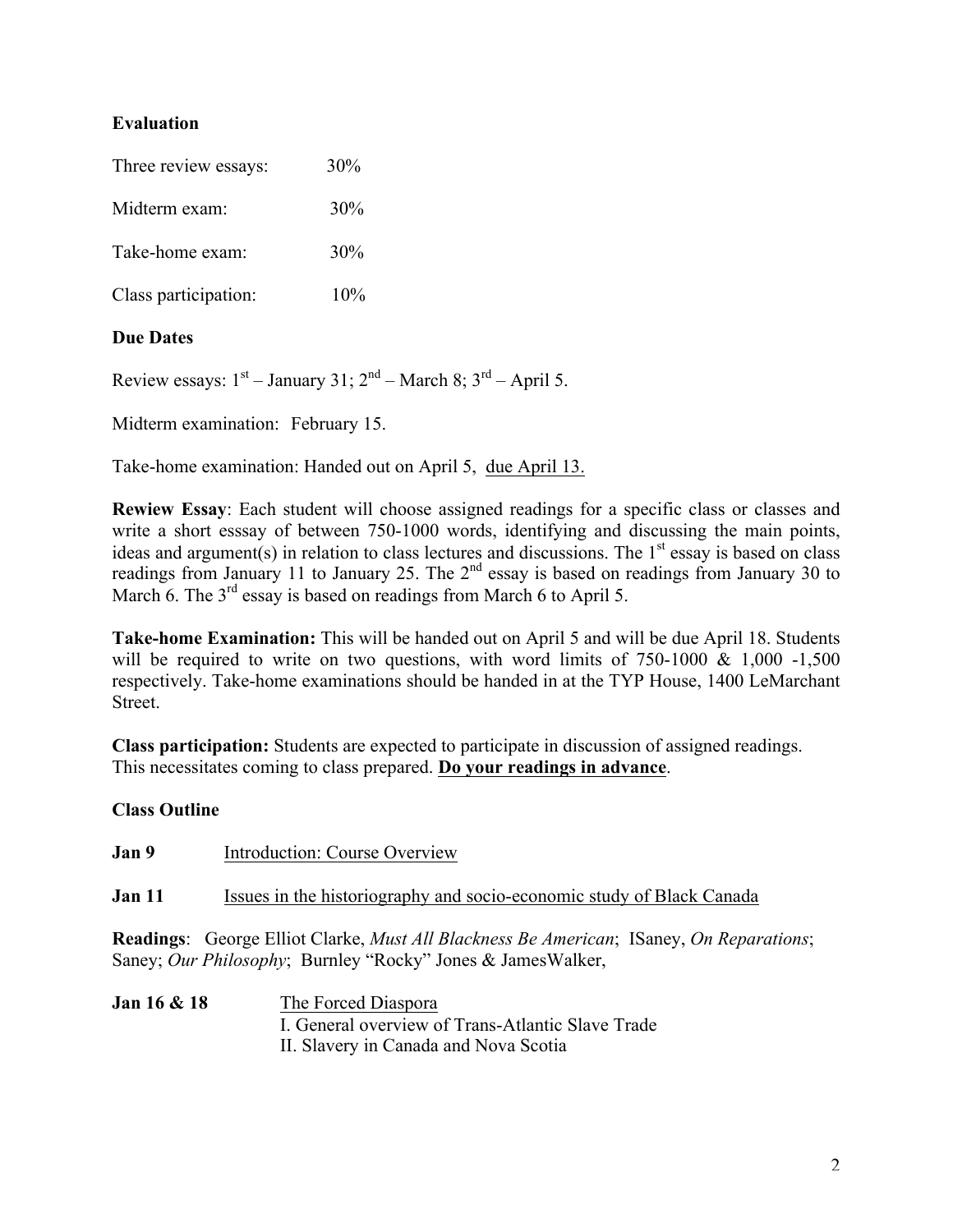**Evaluation**

Three review essays: 30%

Midterm exam: 30%

Take-home exam: 30%

Class participation: 10%

**Due Dates**

Review essays: 1st – January 31; 2nd – March 8; 3rd – April 5.

Midterm examination: February 15.

Take-home examination: Handed out on April 5, due April 13.

**Rewiew Essay**: Each student will choose assigned readings for a specific class or classes and write a short esssay of between 750-1000 words, identifying and discussing the main points, ideas and argument(s) in relation to class lectures and discussions. The 1st essay is based on class readings from January 11 to January 25. The 2nd essay is based on readings from January 30 to March 6. The 3rd essay is based on readings from March 6 to April 5.

**Take-home Examination:** This will be handed out on April 5 and will be due April 18. Students will be required to write on two questions, with word limits of 750-1000 & 1,000 -1,500 respectively. Take-home examinations should be handed in at the TYP House, 1400 LeMarchant Street.

**Class participation:** Students are expected to participate in discussion of assigned readings. This necessitates coming to class prepared. **Do your readings in advance**.

**Class Outline**

**Jan 9** Introduction: Course Overview

**Jan 11** Issues in the historiography and socio-economic study of Black Canada

**Readings**: George Elliot Clarke, *Must All Blackness Be American*; ISaney, *On Reparations*; Saney; *Our Philosophy*; Burnley "Rocky" Jones & JamesWalker,

**Jan 16 & 18** The Forced Diaspora
I. General overview of Trans-Atlantic Slave Trade
II. Slavery in Canada and Nova Scotia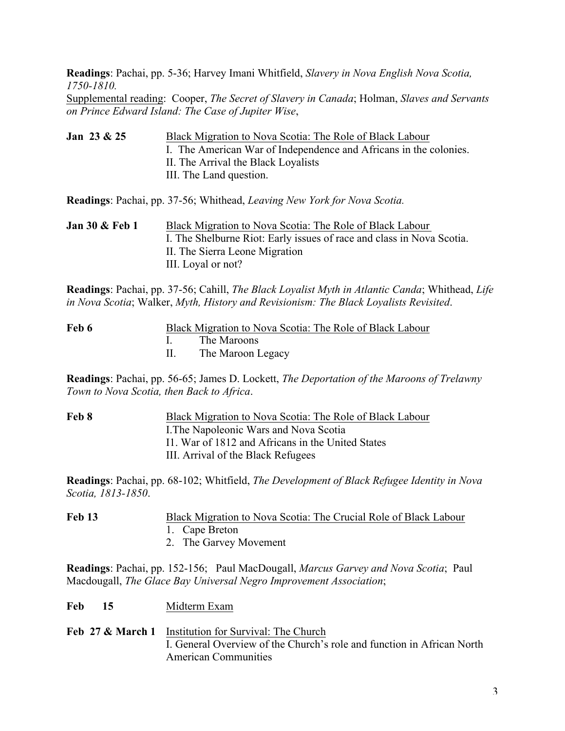**Readings**: Pachai, pp. 5-36; Harvey Imani Whitfield, *Slavery in Nova English Nova Scotia, 1750-1810.*
Supplemental reading: Cooper, *The Secret of Slavery in Canada*; Holman, *Slaves and Servants on Prince Edward Island: The Case of Jupiter Wise*,

**Jan 23 & 25** Black Migration to Nova Scotia: The Role of Black Labour
I. The American War of Independence and Africans in the colonies.
II. The Arrival the Black Loyalists
III. The Land question.

**Readings**: Pachai, pp. 37-56; Whithead, *Leaving New York for Nova Scotia.*

**Jan 30 & Feb 1** Black Migration to Nova Scotia: The Role of Black Labour
I. The Shelburne Riot: Early issues of race and class in Nova Scotia.
II. The Sierra Leone Migration
III. Loyal or not?

**Readings**: Pachai, pp. 37-56; Cahill, *The Black Loyalist Myth in Atlantic Canda*; Whithead, *Life in Nova Scotia*; Walker, *Myth, History and Revisionism: The Black Loyalists Revisited*.

**Feb 6** Black Migration to Nova Scotia: The Role of Black Labour
I. The Maroons
II. The Maroon Legacy

**Readings**: Pachai, pp. 56-65; James D. Lockett, *The Deportation of the Maroons of Trelawny Town to Nova Scotia, then Back to Africa*.

**Feb 8** Black Migration to Nova Scotia: The Role of Black Labour
I.The Napoleonic Wars and Nova Scotia
I1. War of 1812 and Africans in the United States
III. Arrival of the Black Refugees

**Readings**: Pachai, pp. 68-102; Whitfield, *The Development of Black Refugee Identity in Nova Scotia, 1813-1850*.

**Feb 13** Black Migration to Nova Scotia: The Crucial Role of Black Labour
1. Cape Breton
2. The Garvey Movement

**Readings**: Pachai, pp. 152-156; Paul MacDougall, *Marcus Garvey and Nova Scotia*; Paul Macdougall, *The Glace Bay Universal Negro Improvement Association*;

**Feb 15** Midterm Exam

**Feb 27 & March 1** Institution for Survival: The Church
I. General Overview of the Church's role and function in African North American Communities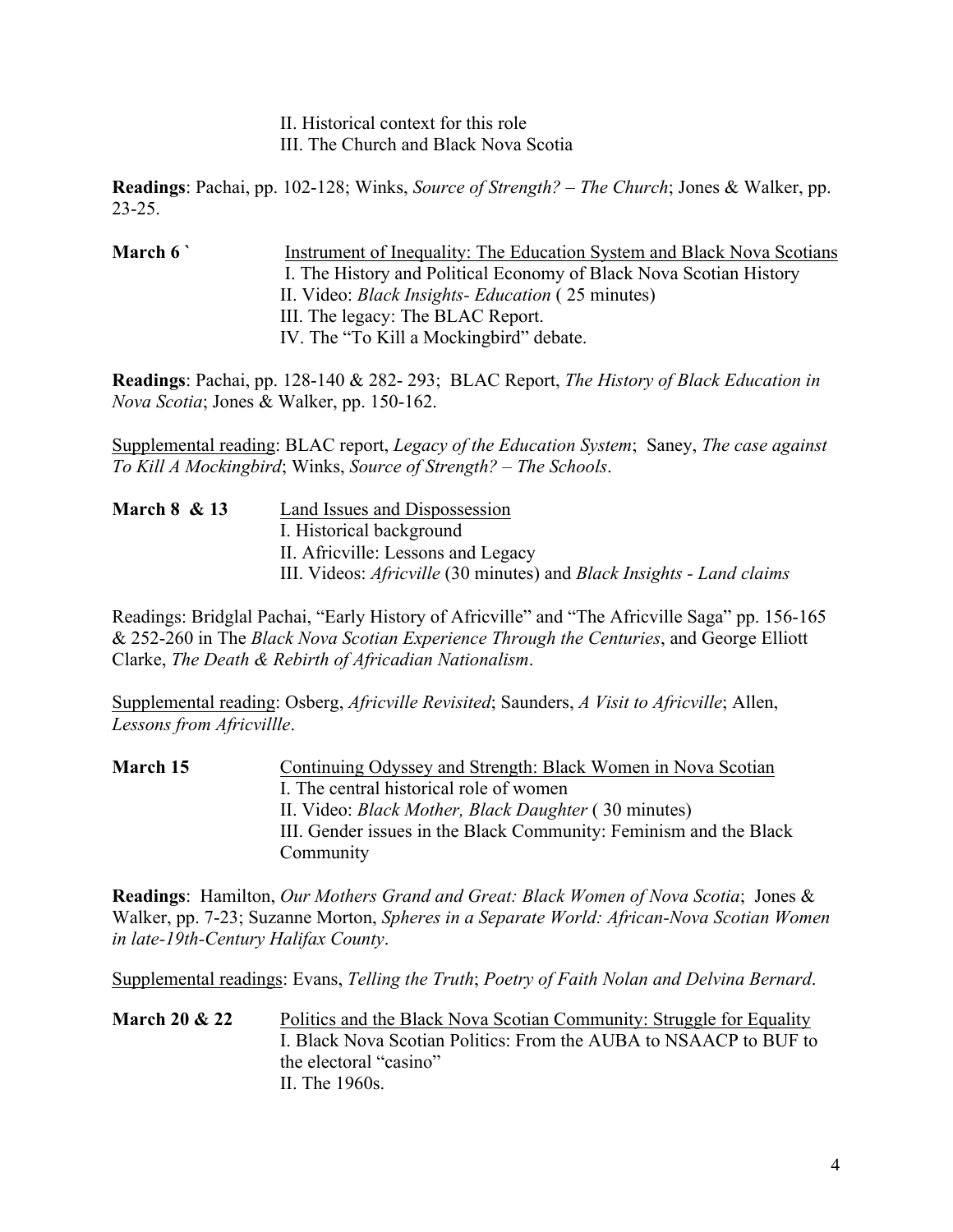II. Historical context for this role
III. The Church and Black Nova Scotia

**Readings**: Pachai, pp. 102-128; Winks, *Source of Strength? – The Church*; Jones & Walker, pp. 23-25.

**March 6 `** <u>Instrument of Inequality: The Education System and Black Nova Scotians</u>
I. The History and Political Economy of Black Nova Scotian History
II. Video: *Black Insights- Education* ( 25 minutes)
III. The legacy: The BLAC Report.
IV. The "To Kill a Mockingbird" debate.

**Readings**: Pachai, pp. 128-140 & 282- 293; BLAC Report, *The History of Black Education in Nova Scotia*; Jones & Walker, pp. 150-162.

<u>Supplemental reading</u>: BLAC report, *Legacy of the Education System*; Saney, *The case against To Kill A Mockingbird*; Winks, *Source of Strength? – The Schools*.

**March 8 & 13** <u>Land Issues and Dispossession</u>
I. Historical background
II. Africville: Lessons and Legacy
III. Videos: *Africville* (30 minutes) and *Black Insights - Land claims*

Readings: Bridglal Pachai, "Early History of Africville" and "The Africville Saga" pp. 156-165 & 252-260 in The *Black Nova Scotian Experience Through the Centuries*, and George Elliott Clarke, *The Death & Rebirth of Africadian Nationalism*.

<u>Supplemental reading</u>: Osberg, *Africville Revisited*; Saunders, *A Visit to Africville*; Allen, *Lessons from Africvillle*.

**March 15** <u>Continuing Odyssey and Strength: Black Women in Nova Scotian</u>
I. The central historical role of women
II. Video: *Black Mother, Black Daughter* ( 30 minutes)
III. Gender issues in the Black Community: Feminism and the Black Community

**Readings**: Hamilton, *Our Mothers Grand and Great: Black Women of Nova Scotia*; Jones & Walker, pp. 7-23; Suzanne Morton, *Spheres in a Separate World: African-Nova Scotian Women in late-19th-Century Halifax County*.

<u>Supplemental readings</u>: Evans, *Telling the Truth*; *Poetry of Faith Nolan and Delvina Bernard*.

**March 20 & 22** <u>Politics and the Black Nova Scotian Community: Struggle for Equality</u>
I. Black Nova Scotian Politics: From the AUBA to NSAACP to BUF to the electoral "casino"
II. The 1960s.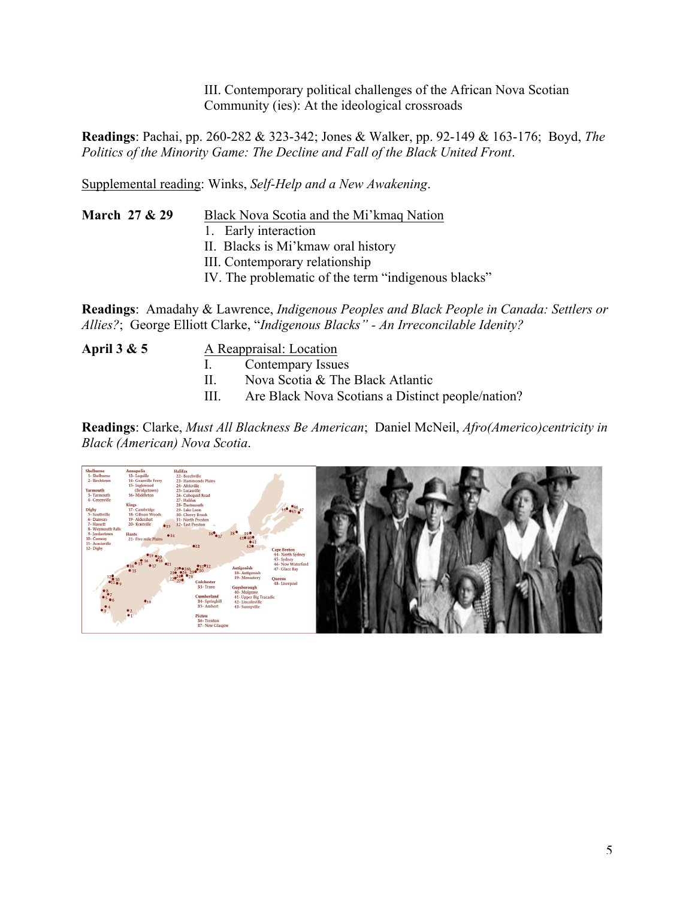III. Contemporary political challenges of the African Nova Scotian Community (ies): At the ideological crossroads

**Readings**: Pachai, pp. 260-282 & 323-342; Jones & Walker, pp. 92-149 & 163-176; Boyd, *The Politics of the Minority Game: The Decline and Fall of the Black United Front*.

Supplemental reading: Winks, *Self-Help and a New Awakening*.

**March 27 & 29** Black Nova Scotia and the Mi'kmaq Nation

1. Early interaction
II. Blacks is Mi'kmaw oral history
III. Contemporary relationship
IV. The problematic of the term "indigenous blacks"

**Readings**: Amadahy & Lawrence, *Indigenous Peoples and Black People in Canada: Settlers or Allies?*; George Elliott Clarke, "*Indigenous Blacks" - An Irreconcilable Idenity?*

**April 3 & 5** A Reappraisal: Location

I. Contempary Issues
II. Nova Scotia & The Black Atlantic
III. Are Black Nova Scotians a Distinct people/nation?

**Readings**: Clarke, *Must All Blackness Be American*; Daniel McNeil, *Afro(Americo)centricity in Black (American) Nova Scotia*.

Shelburne
1- Shelburne
2- Birchtown

Yarmouth
3- Yarmouth
4- Greenville

Digby
5- Southville
6- Danvers
7- Hassett
8- Weymouth Falls
9- Jordantown
10- Conway
11- Acaciaville
12- Digby

Annapolis
13- Lequille
14- Granville Ferry
15- Inglewood (Bridgetown)
16- Middleton

Kings
17- Cambridge
18- Gibson Woods
19- Aldershot
20- Kentville

Hants
21- Five mile Plains

Halifax
22- Beechville
23- Hammonds Plains
24- Africville
25- Lucasville
26- Cobequid Road
27- Halifax
28- Dartmouth
29- Lake Loon
30- Cherry Brook
31- North Preston
32- East Preston

Colchester
33- Truro

Cumberland
34- Springhill
35- Amherst

Pictou
36- Trenton
37- New Glasgow

Antigonish
38- Antigonish
39- Monastery

Guysborough
40- Mulgrave
41- Upper Big Tracadie
42- Lincolnville
43- Sunnyville

Cape Breton
44- North Sydney
45- Sydney
46- New Waterford
47- Glace Bay

Queens
48- Liverpool